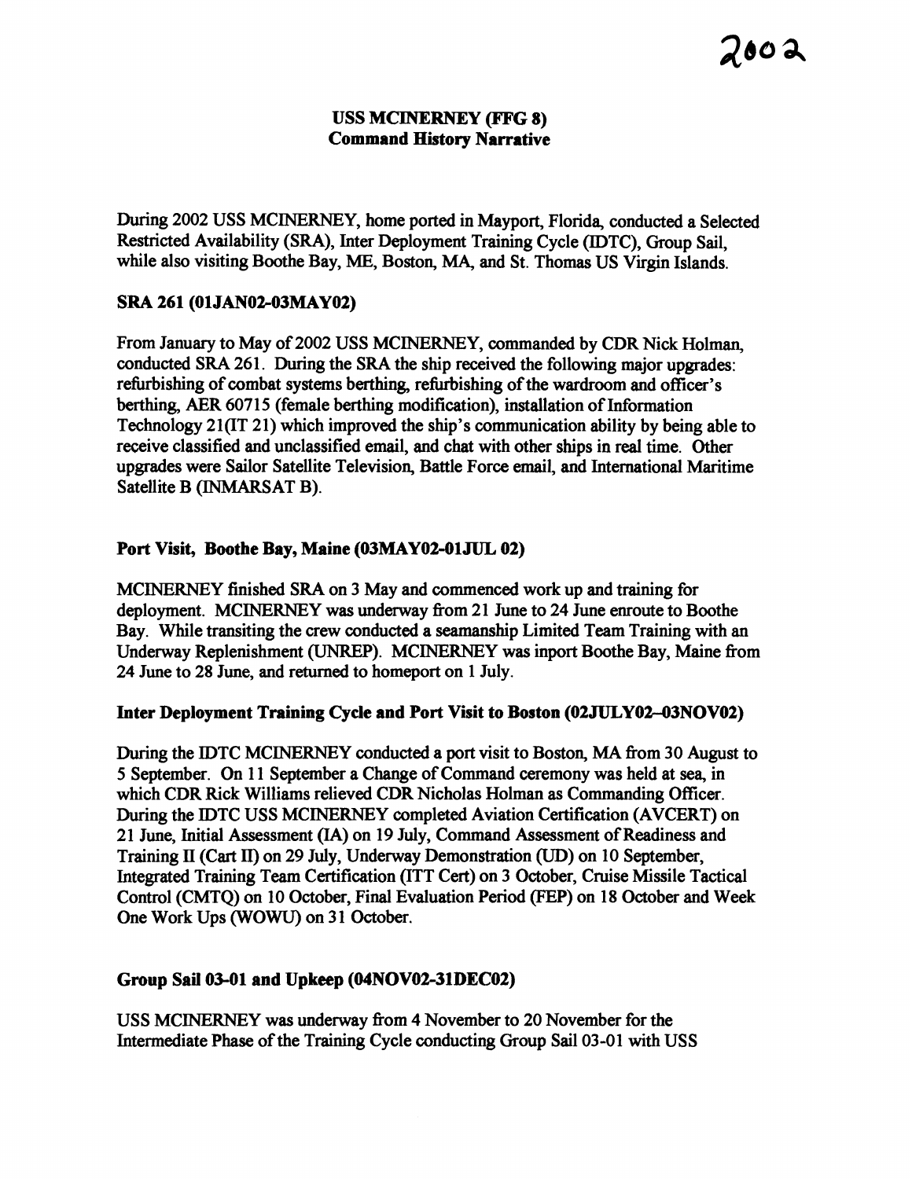2002

# USS MCINERNEY (FFG 8)
# Command History Narrative

During 2002 USS MCINERNEY, home ported in Mayport, Florida, conducted a Selected Restricted Availability (SRA), Inter Deployment Training Cycle (IDTC), Group Sail, while also visiting Boothe Bay, ME, Boston, MA, and St. Thomas US Virgin Islands.

## SRA 261 (01JAN02-03MAY02)

From January to May of 2002 USS MCINERNEY, commanded by CDR Nick Holman, conducted SRA 261. During the SRA the ship received the following major upgrades: refurbishing of combat systems berthing, refurbishing of the wardroom and officer's berthing, AER 60715 (female berthing modification), installation of Information Technology 21(IT 21) which improved the ship's communication ability by being able to receive classified and unclassified email, and chat with other ships in real time. Other upgrades were Sailor Satellite Television, Battle Force email, and International Maritime Satellite B (INMARSAT B).

## Port Visit, Boothe Bay, Maine (03MAY02-01JUL 02)

MCINERNEY finished SRA on 3 May and commenced work up and training for deployment. MCINERNEY was underway from 21 June to 24 June enroute to Boothe Bay. While transiting the crew conducted a seamanship Limited Team Training with an Underway Replenishment (UNREP). MCINERNEY was inport Boothe Bay, Maine from 24 June to 28 June, and returned to homeport on 1 July.

## Inter Deployment Training Cycle and Port Visit to Boston (02JULY02–03NOV02)

During the IDTC MCINERNEY conducted a port visit to Boston, MA from 30 August to 5 September. On 11 September a Change of Command ceremony was held at sea, in which CDR Rick Williams relieved CDR Nicholas Holman as Commanding Officer. During the IDTC USS MCINERNEY completed Aviation Certification (AVCERT) on 21 June, Initial Assessment (IA) on 19 July, Command Assessment of Readiness and Training II (Cart II) on 29 July, Underway Demonstration (UD) on 10 September, Integrated Training Team Certification (ITT Cert) on 3 October, Cruise Missile Tactical Control (CMTQ) on 10 October, Final Evaluation Period (FEP) on 18 October and Week One Work Ups (WOWU) on 31 October.

## Group Sail 03-01 and Upkeep (04NOV02-31DEC02)

USS MCINERNEY was underway from 4 November to 20 November for the Intermediate Phase of the Training Cycle conducting Group Sail 03-01 with USS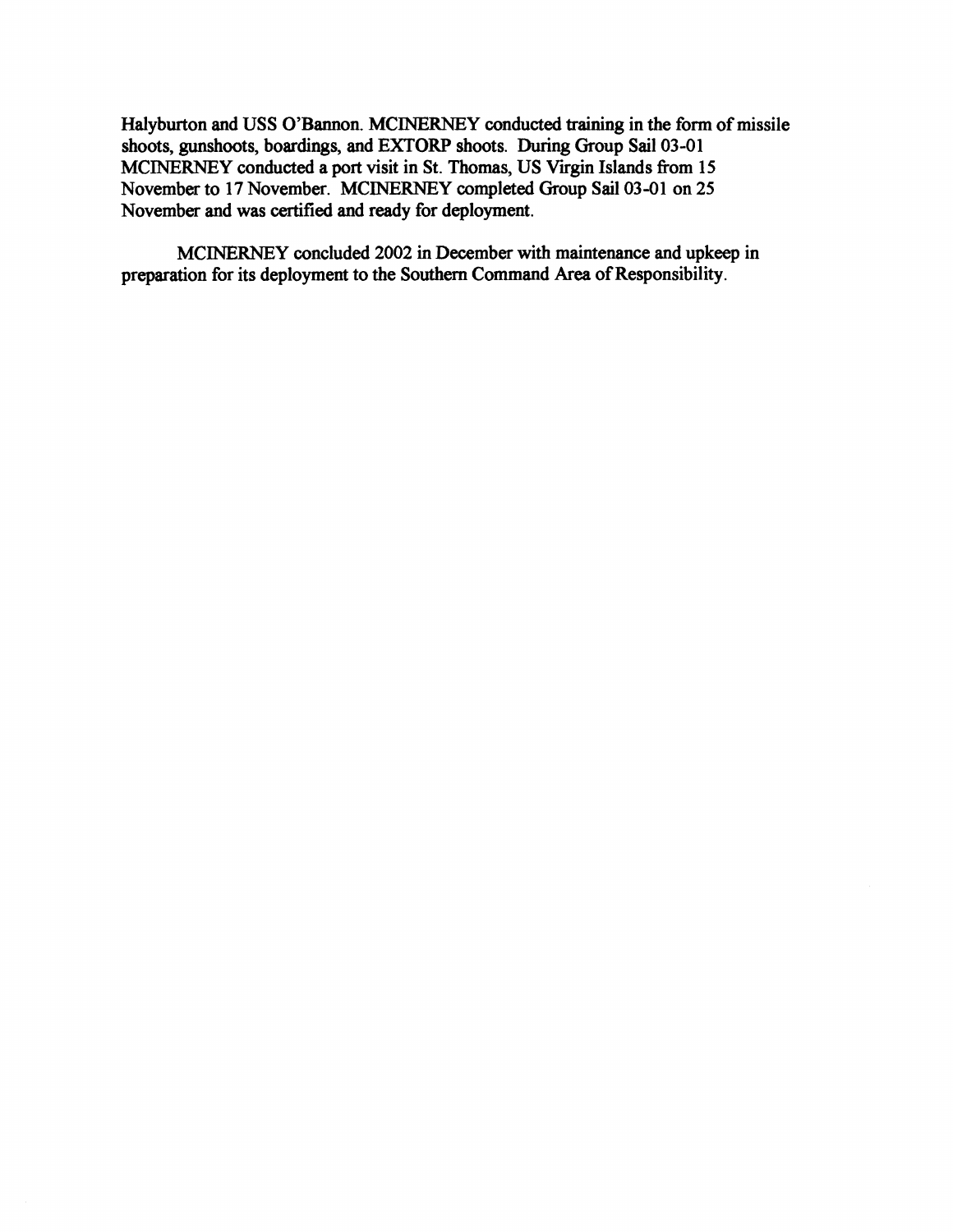Halyburton and USS O'Bannon. MCINERNEY conducted training in the form of missile shoots, gunshoots, boardings, and EXTORP shoots. During Group Sail 03-01 MCINERNEY conducted a port visit in St. Thomas, US Virgin Islands from 15 November to 17 November. MCINERNEY completed Group Sail 03-01 on 25 November and was certified and ready for deployment.

MCINERNEY concluded 2002 in December with maintenance and upkeep in preparation for its deployment to the Southern Command Area of Responsibility.